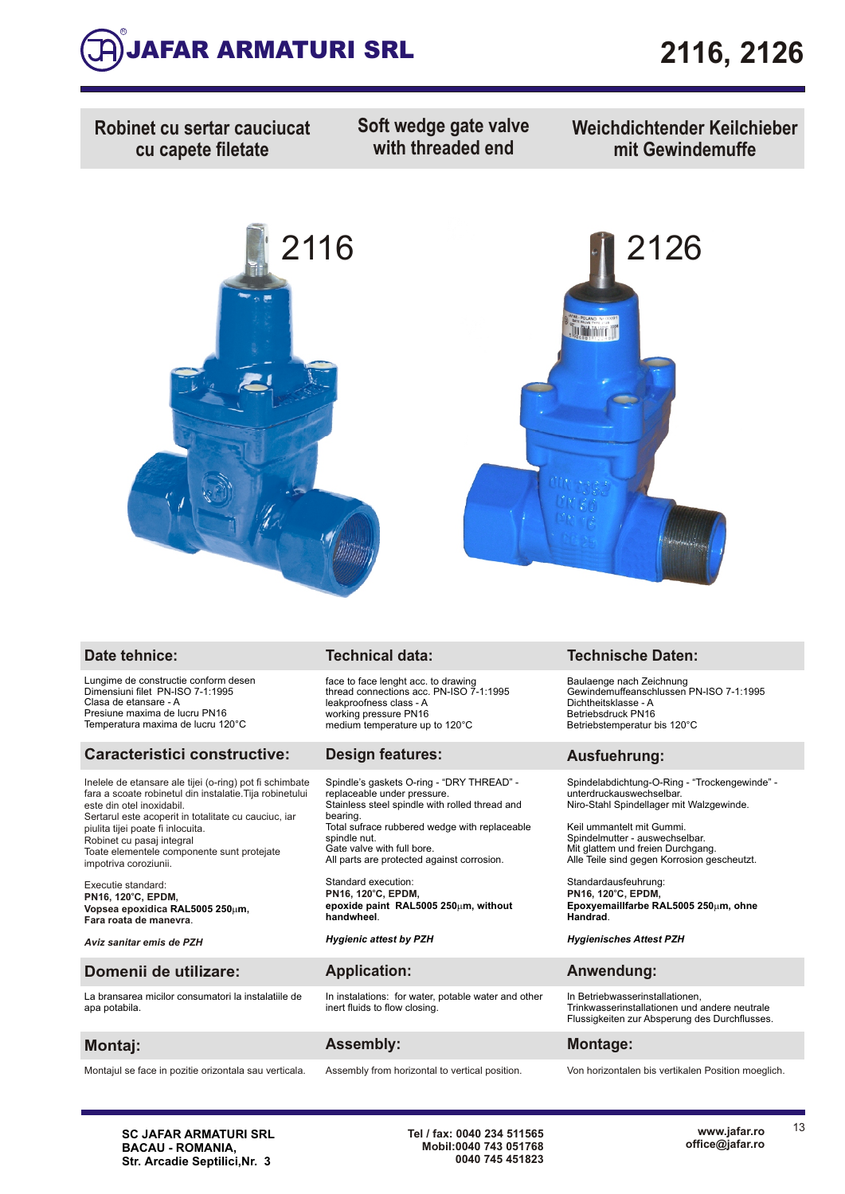# JAFAR ARMATURI SRL

# 2116, 2126

## Robinet cu sertar cauciucat cu capete filetate

## Soft wedge gate valve with threaded end

## Weichdichtender Keilschieber mit Gewindemuffe

2116

2126

### Date tehnice:

Lungime de constructie conform desen
Dimensiuni filet PN-ISO 7-1:1995
Clasa de etansare - A
Presiune maxima de lucru PN16
Temperatura maxima de lucru 120°C

### Caracteristici constructive:

Inelele de etansare ale tijei (o-ring) pot fi schimbate fara a scoate robinetul din instalatie.Tija robinetului este din otel inoxidabil.
Sertarul este acoperit in totalitate cu cauciuc, iar piulita tijei poate fi inlocuita.
Robinet cu pasaj integral
Toate elementele componente sunt protejate impotriva coroziunii.

Executie standard:
**PN16, 120°C, EPDM,**
**Vopsea epoxidica RAL5005 250μm,**
**Fara roata de manevra.**

***Aviz sanitar emis de PZH***

### Domenii de utilizare:

La bransarea micilor consumatori la instalatiile de apa potabila.

### Montaj:

Montajul se face in pozitie orizontala sau verticala.

### Technical data:

face to face lenght acc. to drawing
thread connections acc. PN-ISO 7-1:1995
leakproofness class - A
working pressure PN16
medium temperature up to 120°C

### Design features:

Spindle's gaskets O-ring - "DRY THREAD" - replaceable under pressure.
Stainless steel spindle with rolled thread and bearing.
Total sufrace rubbered wedge with replaceable spindle nut.
Gate valve with full bore.
All parts are protected against corrosion.

Standard execution:
**PN16, 120°C, EPDM,**
**epoxide paint RAL5005 250μm, without handwheel.**

***Hygienic attest by PZH***

### Application:

In instalations: for water, potable water and other inert fluids to flow closing.

### Assembly:

Assembly from horizontal to vertical position.

### Technische Daten:

Baulaenge nach Zeichnung
Gewindemuffeanschlussen PN-ISO 7-1:1995
Dichtheitsklasse - A
Betriebsdruck PN16
Betriebstemperatur bis 120°C

### Ausfuehrung:

Spindelabdichtung-O-Ring - "Trockengewinde" - unterdruckauswechselbar.
Niro-Stahl Spindellager mit Walzgewinde.

Keil ummantelt mit Gummi.
Spindelmutter - auswechselbar.
Mit glattem und freien Durchgang.
Alle Teile sind gegen Korrosion gescheutzt.

Standardausfeuhrung:
**PN16, 120°C, EPDM,**
**Epoxyemaillfarbe RAL5005 250μm, ohne Handrad.**

***Hygienisches Attest PZH***

### Anwendung:

In Betriebwasserinstallationen,
Trinkwasserinstallationen und andere neutrale Flussigkeiten zur Absperung des Durchflusses.

### Montage:

Von horizontalen bis vertikalen Position moeglich.

**SC JAFAR ARMATURI SRL**
**BACAU - ROMANIA,**
**Str. Arcadie Septilici,Nr. 3**

**Tel / fax: 0040 234 511565**
**Mobil:0040 743 051768**
**0040 745 451823**

**www.jafar.ro**
**office@jafar.ro**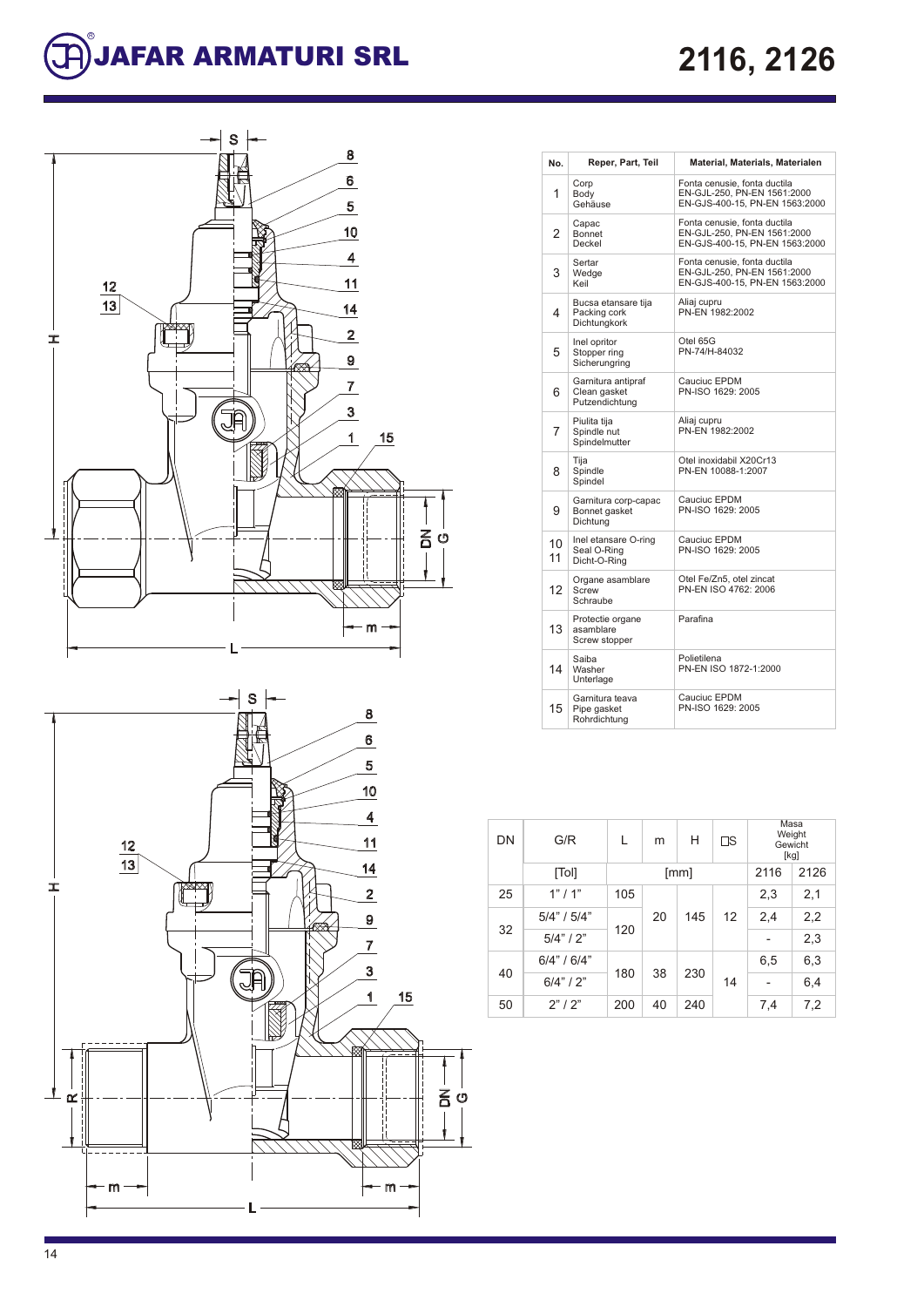# JAFAR ARMATURI SRL

# 2116, 2126

S
8
6
5
10
4
11
14
2
9
7
3
1
15
12
13
H
DN
G
m
L
R

| No. | Reper, Part, Teil | Material, Materials, Materialen |
|---|---|---|
| 1 | Corp<br>Body<br>Gehäuse | Fonta cenusie, fonta ductila<br>EN-GJL-250, PN-EN 1561:2000<br>EN-GJS-400-15, PN-EN 1563:2000 |
| 2 | Capac<br>Bonnet<br>Deckel | Fonta cenusie, fonta ductila<br>EN-GJL-250, PN-EN 1561:2000<br>EN-GJS-400-15, PN-EN 1563:2000 |
| 3 | Sertar<br>Wedge<br>Keil | Fonta cenusie, fonta ductila<br>EN-GJL-250, PN-EN 1561:2000<br>EN-GJS-400-15, PN-EN 1563:2000 |
| 4 | Bucsa etansare tija<br>Packing cork<br>Dichtungkork | Aliaj cupru<br>PN-EN 1982:2002 |
| 5 | Inel opritor<br>Stopper ring<br>Sicherungring | Otel 65G<br>PN-74/H-84032 |
| 6 | Garnitura antipraf<br>Clean gasket<br>Putzendichtung | Cauciuc EPDM<br>PN-ISO 1629: 2005 |
| 7 | Piulita tija<br>Spindle nut<br>Spindelmutter | Aliaj cupru<br>PN-EN 1982:2002 |
| 8 | Tija<br>Spindle<br>Spindel | Otel inoxidabil X20Cr13<br>PN-EN 10088-1:2007 |
| 9 | Garnitura corp-capac<br>Bonnet gasket<br>Dichtung | Cauciuc EPDM<br>PN-ISO 1629: 2005 |
| 10<br>11 | Inel etansare O-ring<br>Seal O-Ring<br>Dicht-O-Ring | Cauciuc EPDM<br>PN-ISO 1629: 2005 |
| 12 | Organe asamblare<br>Screw<br>Schraube | Otel Fe/Zn5, otel zincat<br>PN-EN ISO 4762: 2006 |
| 13 | Protectie organe asamblare<br>Screw stopper | Parafina |
| 14 | Saiba<br>Washer<br>Unterlage | Polietilena<br>PN-EN ISO 1872-1:2000 |
| 15 | Garnitura teava<br>Pipe gasket<br>Rohrdichtung | Cauciuc EPDM<br>PN-ISO 1629: 2005 |

| DN | G/R | L | m | H | □S | Masa Weight Gewicht [kg] | |
|---|---|---|---|---|---|---|---|
| | [Tol] | [mm] | | | | 2116 | 2126 |
| 25 | 1" / 1" | 105 | 20 | 145 | 12 | 2,3 | 2,1 |
| 32 | 5/4" / 5/4" | 120 | 20 | 145 | 12 | 2,4 | 2,2 |
| 32 | 5/4" / 2" | 120 | 20 | 145 | 12 | - | 2,3 |
| 40 | 6/4" / 6/4" | 180 | 38 | 230 | 14 | 6,5 | 6,3 |
| 40 | 6/4" / 2" | 180 | 38 | 230 | 14 | - | 6,4 |
| 50 | 2" / 2" | 200 | 40 | 240 | 14 | 7,4 | 7,2 |